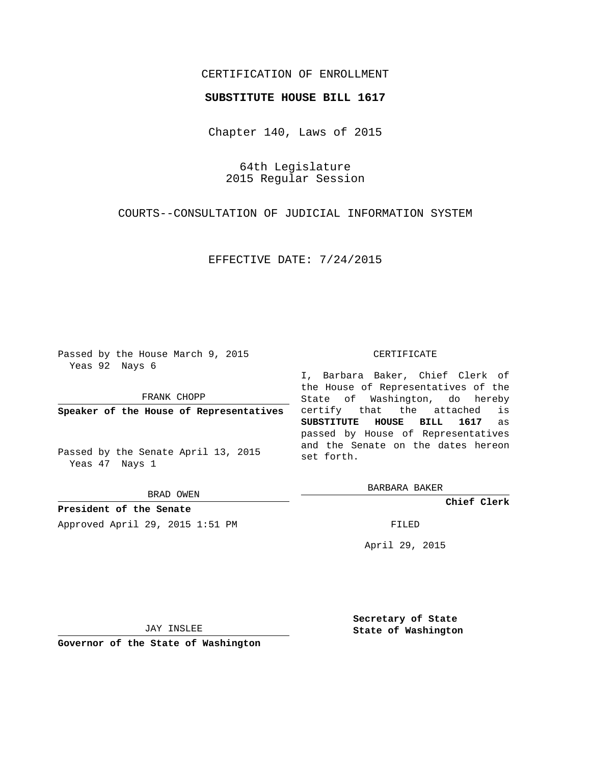CERTIFICATION OF ENROLLMENT

**SUBSTITUTE HOUSE BILL 1617**

Chapter 140, Laws of 2015

64th Legislature
2015 Regular Session

COURTS--CONSULTATION OF JUDICIAL INFORMATION SYSTEM

EFFECTIVE DATE: 7/24/2015

Passed by the House March 9, 2015
Yeas 92 Nays 6

FRANK CHOPP

**Speaker of the House of Representatives**

Passed by the Senate April 13, 2015
Yeas 47 Nays 1

BRAD OWEN

**President of the Senate**

CERTIFICATE

I, Barbara Baker, Chief Clerk of the House of Representatives of the State of Washington, do hereby certify that the attached is **SUBSTITUTE HOUSE BILL 1617** as passed by House of Representatives and the Senate on the dates hereon set forth.

BARBARA BAKER

**Chief Clerk**

Approved April 29, 2015 1:51 PM

FILED

April 29, 2015

JAY INSLEE

**Governor of the State of Washington**

**Secretary of State**
**State of Washington**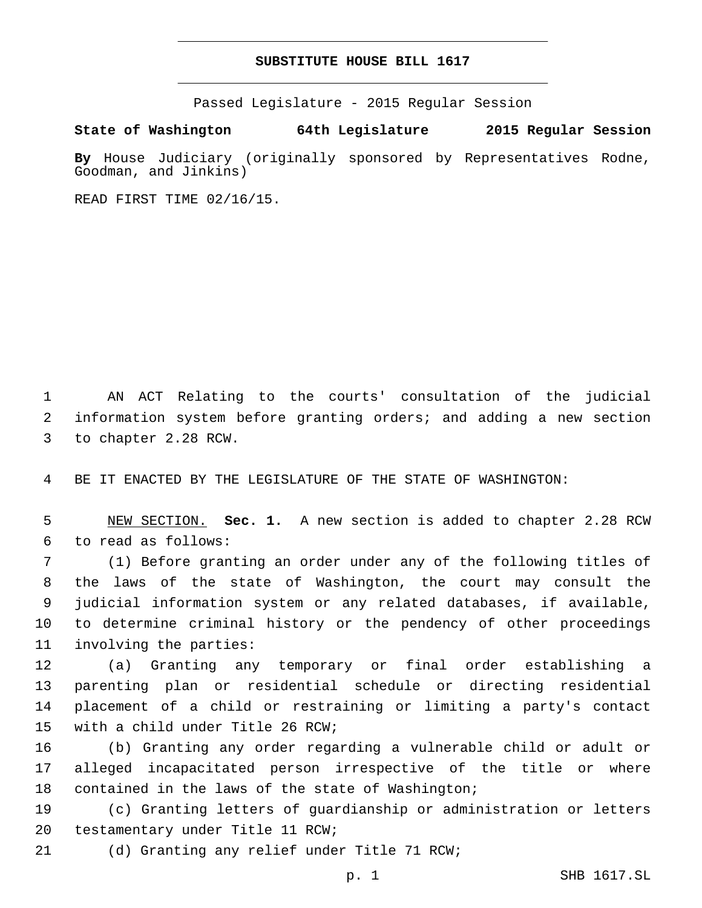# SUBSTITUTE HOUSE BILL 1617

Passed Legislature - 2015 Regular Session

**State of Washington 64th Legislature 2015 Regular Session**

**By** House Judiciary (originally sponsored by Representatives Rodne, Goodman, and Jinkins)

READ FIRST TIME 02/16/15.

AN ACT Relating to the courts' consultation of the judicial information system before granting orders; and adding a new section to chapter 2.28 RCW.

BE IT ENACTED BY THE LEGISLATURE OF THE STATE OF WASHINGTON:

NEW SECTION. **Sec. 1.** A new section is added to chapter 2.28 RCW to read as follows:

(1) Before granting an order under any of the following titles of the laws of the state of Washington, the court may consult the judicial information system or any related databases, if available, to determine criminal history or the pendency of other proceedings involving the parties:

(a) Granting any temporary or final order establishing a parenting plan or residential schedule or directing residential placement of a child or restraining or limiting a party's contact with a child under Title 26 RCW;

(b) Granting any order regarding a vulnerable child or adult or alleged incapacitated person irrespective of the title or where contained in the laws of the state of Washington;

(c) Granting letters of guardianship or administration or letters testamentary under Title 11 RCW;

(d) Granting any relief under Title 71 RCW;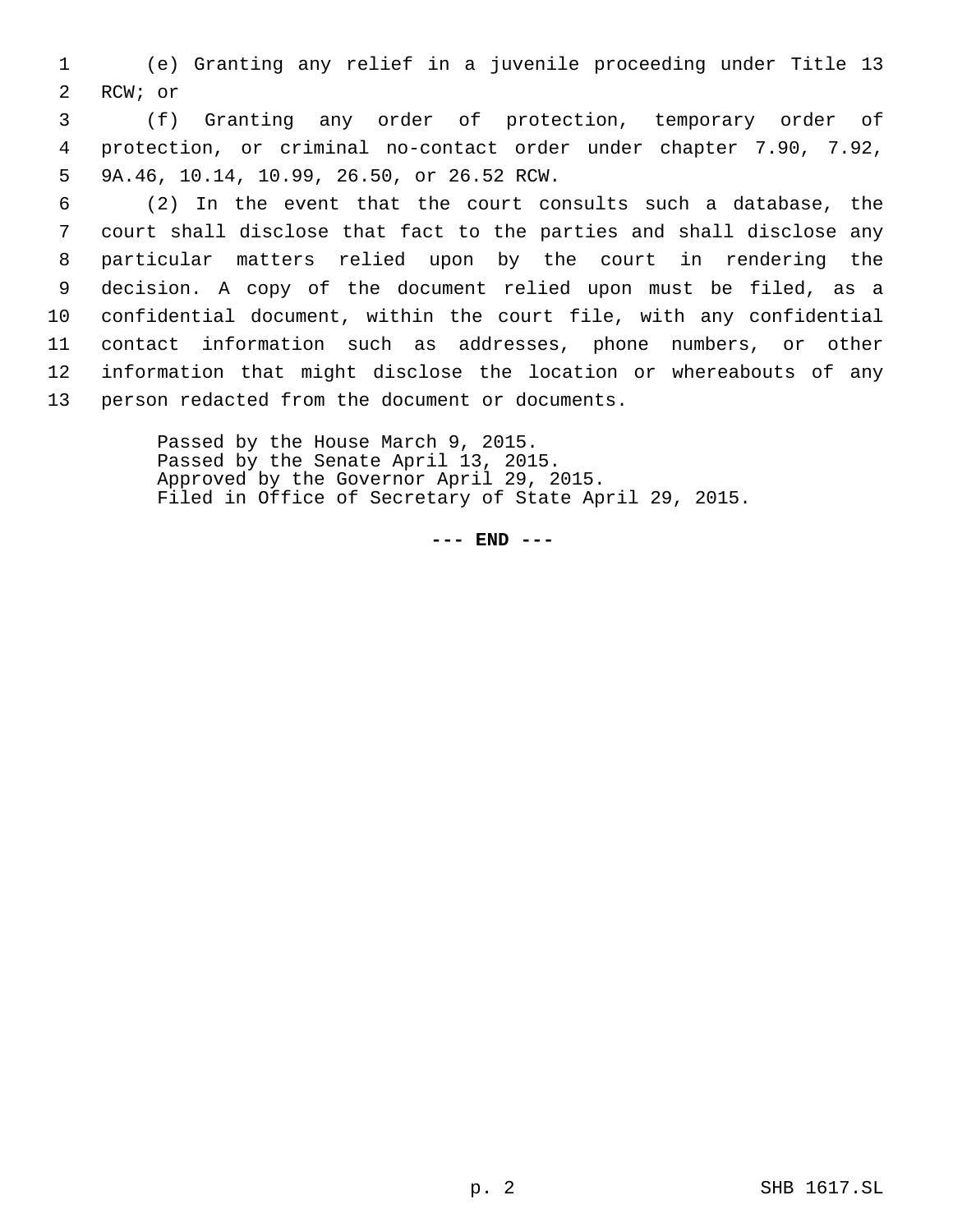(e) Granting any relief in a juvenile proceeding under Title 13 RCW; or

(f) Granting any order of protection, temporary order of protection, or criminal no-contact order under chapter 7.90, 7.92, 9A.46, 10.14, 10.99, 26.50, or 26.52 RCW.

(2) In the event that the court consults such a database, the court shall disclose that fact to the parties and shall disclose any particular matters relied upon by the court in rendering the decision. A copy of the document relied upon must be filed, as a confidential document, within the court file, with any confidential contact information such as addresses, phone numbers, or other information that might disclose the location or whereabouts of any person redacted from the document or documents.

Passed by the House March 9, 2015.
Passed by the Senate April 13, 2015.
Approved by the Governor April 29, 2015.
Filed in Office of Secretary of State April 29, 2015.

**--- END ---**